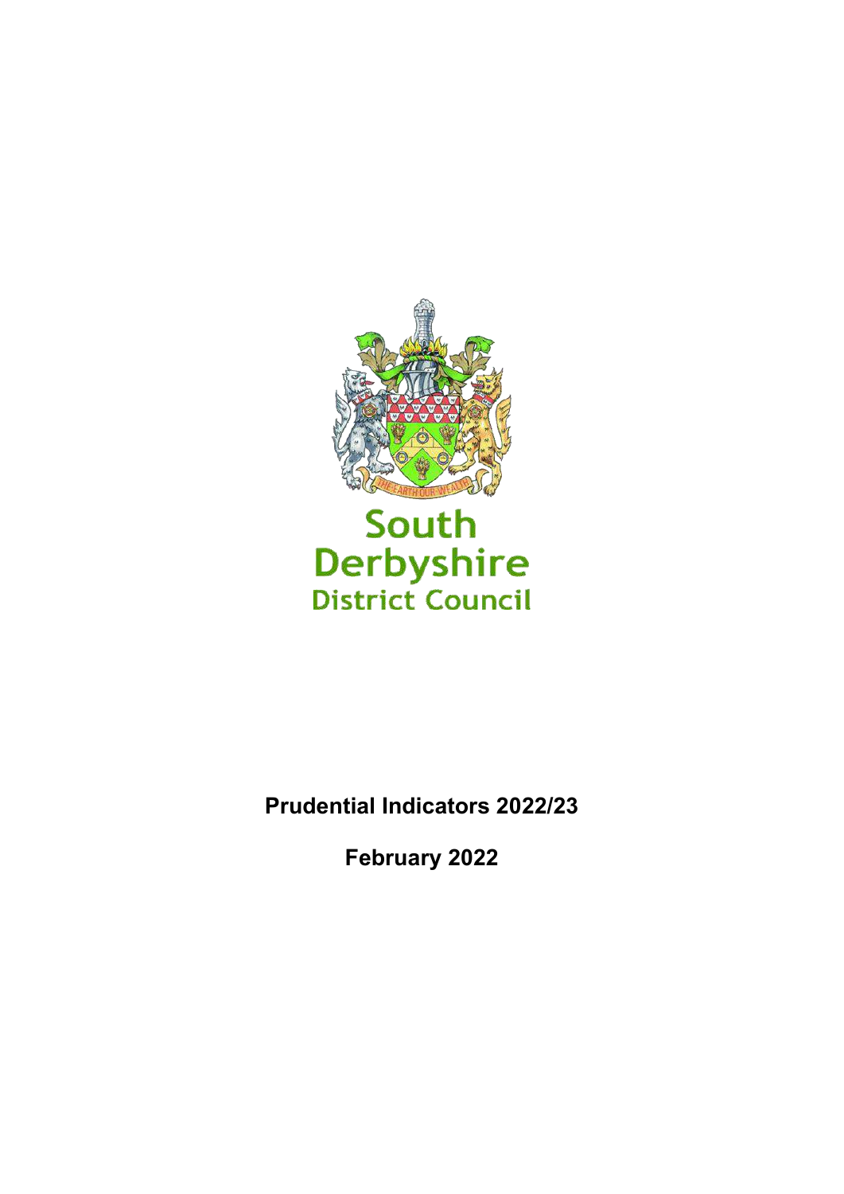South Derbyshire District Council

# Prudential Indicators 2022/23

**February 2022**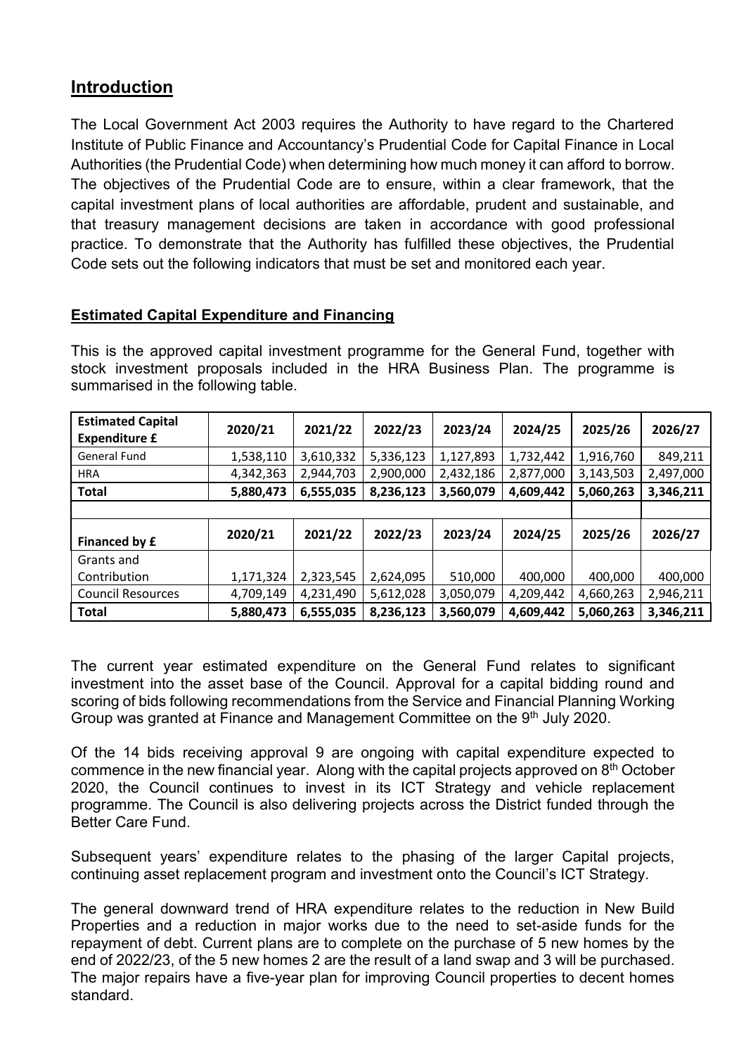## Introduction

The Local Government Act 2003 requires the Authority to have regard to the Chartered Institute of Public Finance and Accountancy's Prudential Code for Capital Finance in Local Authorities (the Prudential Code) when determining how much money it can afford to borrow. The objectives of the Prudential Code are to ensure, within a clear framework, that the capital investment plans of local authorities are affordable, prudent and sustainable, and that treasury management decisions are taken in accordance with good professional practice. To demonstrate that the Authority has fulfilled these objectives, the Prudential Code sets out the following indicators that must be set and monitored each year.

### Estimated Capital Expenditure and Financing

This is the approved capital investment programme for the General Fund, together with stock investment proposals included in the HRA Business Plan. The programme is summarised in the following table.

| Estimated Capital Expenditure £ | 2020/21 | 2021/22 | 2022/23 | 2023/24 | 2024/25 | 2025/26 | 2026/27 |
|---|---|---|---|---|---|---|---|
| General Fund | 1,538,110 | 3,610,332 | 5,336,123 | 1,127,893 | 1,732,442 | 1,916,760 | 849,211 |
| HRA | 4,342,363 | 2,944,703 | 2,900,000 | 2,432,186 | 2,877,000 | 3,143,503 | 2,497,000 |
| **Total** | **5,880,473** | **6,555,035** | **8,236,123** | **3,560,079** | **4,609,442** | **5,060,263** | **3,346,211** |
| | | | | | | | |
| **Financed by £** | **2020/21** | **2021/22** | **2022/23** | **2023/24** | **2024/25** | **2025/26** | **2026/27** |
| Grants and Contribution | 1,171,324 | 2,323,545 | 2,624,095 | 510,000 | 400,000 | 400,000 | 400,000 |
| Council Resources | 4,709,149 | 4,231,490 | 5,612,028 | 3,050,079 | 4,209,442 | 4,660,263 | 2,946,211 |
| **Total** | **5,880,473** | **6,555,035** | **8,236,123** | **3,560,079** | **4,609,442** | **5,060,263** | **3,346,211** |

The current year estimated expenditure on the General Fund relates to significant investment into the asset base of the Council. Approval for a capital bidding round and scoring of bids following recommendations from the Service and Financial Planning Working Group was granted at Finance and Management Committee on the 9th July 2020.

Of the 14 bids receiving approval 9 are ongoing with capital expenditure expected to commence in the new financial year. Along with the capital projects approved on 8th October 2020, the Council continues to invest in its ICT Strategy and vehicle replacement programme. The Council is also delivering projects across the District funded through the Better Care Fund.

Subsequent years' expenditure relates to the phasing of the larger Capital projects, continuing asset replacement program and investment onto the Council's ICT Strategy.

The general downward trend of HRA expenditure relates to the reduction in New Build Properties and a reduction in major works due to the need to set-aside funds for the repayment of debt. Current plans are to complete on the purchase of 5 new homes by the end of 2022/23, of the 5 new homes 2 are the result of a land swap and 3 will be purchased. The major repairs have a five-year plan for improving Council properties to decent homes standard.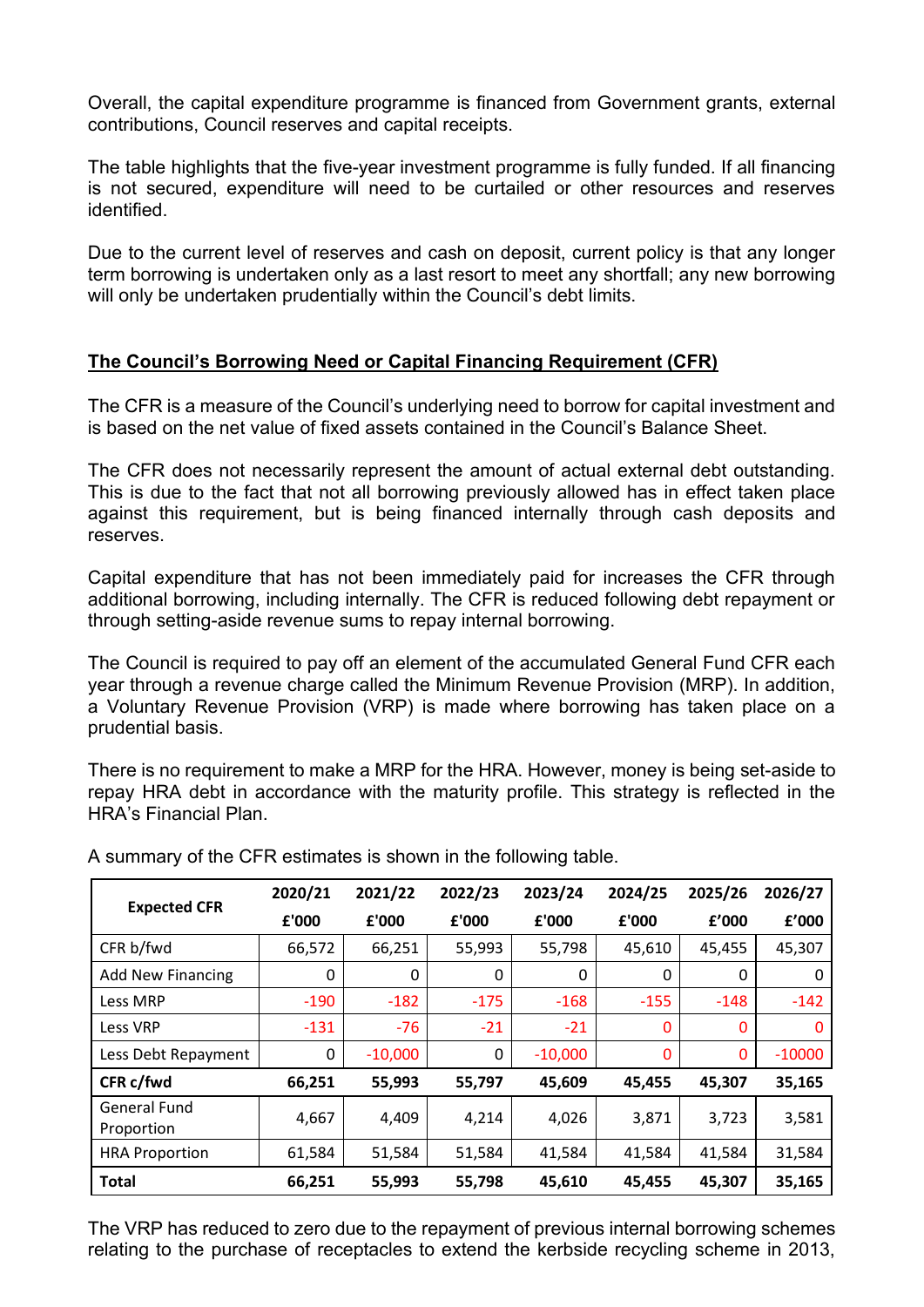Overall, the capital expenditure programme is financed from Government grants, external contributions, Council reserves and capital receipts.

The table highlights that the five-year investment programme is fully funded. If all financing is not secured, expenditure will need to be curtailed or other resources and reserves identified.

Due to the current level of reserves and cash on deposit, current policy is that any longer term borrowing is undertaken only as a last resort to meet any shortfall; any new borrowing will only be undertaken prudentially within the Council's debt limits.

## The Council's Borrowing Need or Capital Financing Requirement (CFR)

The CFR is a measure of the Council's underlying need to borrow for capital investment and is based on the net value of fixed assets contained in the Council's Balance Sheet.

The CFR does not necessarily represent the amount of actual external debt outstanding. This is due to the fact that not all borrowing previously allowed has in effect taken place against this requirement, but is being financed internally through cash deposits and reserves.

Capital expenditure that has not been immediately paid for increases the CFR through additional borrowing, including internally. The CFR is reduced following debt repayment or through setting-aside revenue sums to repay internal borrowing.

The Council is required to pay off an element of the accumulated General Fund CFR each year through a revenue charge called the Minimum Revenue Provision (MRP). In addition, a Voluntary Revenue Provision (VRP) is made where borrowing has taken place on a prudential basis.

There is no requirement to make a MRP for the HRA. However, money is being set-aside to repay HRA debt in accordance with the maturity profile. This strategy is reflected in the HRA's Financial Plan.

A summary of the CFR estimates is shown in the following table.

| Expected CFR | 2020/21 | 2021/22 | 2022/23 | 2023/24 | 2024/25 | 2025/26 | 2026/27 |
|---|---|---|---|---|---|---|---|
| | £'000 | £'000 | £'000 | £'000 | £'000 | £'000 | £'000 |
| CFR b/fwd | 66,572 | 66,251 | 55,993 | 55,798 | 45,610 | 45,455 | 45,307 |
| Add New Financing | 0 | 0 | 0 | 0 | 0 | 0 | 0 |
| Less MRP | -190 | -182 | -175 | -168 | -155 | -148 | -142 |
| Less VRP | -131 | -76 | -21 | -21 | 0 | 0 | 0 |
| Less Debt Repayment | 0 | -10,000 | 0 | -10,000 | 0 | 0 | -10000 |
| **CFR c/fwd** | **66,251** | **55,993** | **55,797** | **45,609** | **45,455** | **45,307** | **35,165** |
| General Fund Proportion | 4,667 | 4,409 | 4,214 | 4,026 | 3,871 | 3,723 | 3,581 |
| HRA Proportion | 61,584 | 51,584 | 51,584 | 41,584 | 41,584 | 41,584 | 31,584 |
| **Total** | **66,251** | **55,993** | **55,798** | **45,610** | **45,455** | **45,307** | **35,165** |

The VRP has reduced to zero due to the repayment of previous internal borrowing schemes relating to the purchase of receptacles to extend the kerbside recycling scheme in 2013,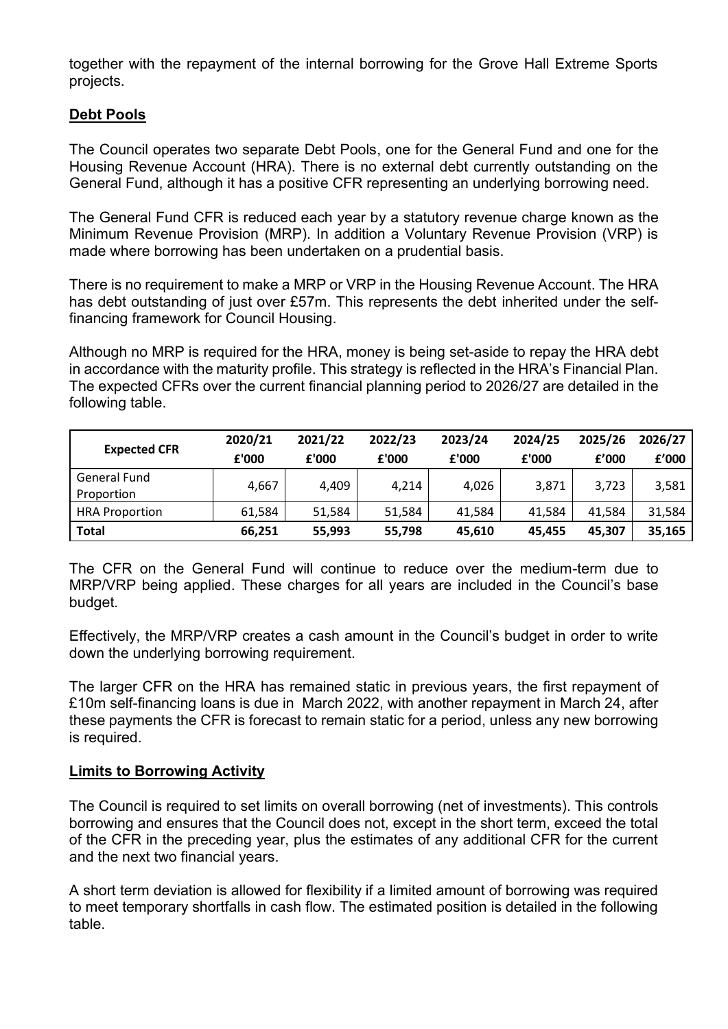together with the repayment of the internal borrowing for the Grove Hall Extreme Sports projects.

**Debt Pools**

The Council operates two separate Debt Pools, one for the General Fund and one for the Housing Revenue Account (HRA). There is no external debt currently outstanding on the General Fund, although it has a positive CFR representing an underlying borrowing need.

The General Fund CFR is reduced each year by a statutory revenue charge known as the Minimum Revenue Provision (MRP). In addition a Voluntary Revenue Provision (VRP) is made where borrowing has been undertaken on a prudential basis.

There is no requirement to make a MRP or VRP in the Housing Revenue Account. The HRA has debt outstanding of just over £57m. This represents the debt inherited under the self-financing framework for Council Housing.

Although no MRP is required for the HRA, money is being set-aside to repay the HRA debt in accordance with the maturity profile. This strategy is reflected in the HRA's Financial Plan. The expected CFRs over the current financial planning period to 2026/27 are detailed in the following table.

| Expected CFR | 2020/21 £'000 | 2021/22 £'000 | 2022/23 £'000 | 2023/24 £'000 | 2024/25 £'000 | 2025/26 £'000 | 2026/27 £'000 |
|---|---|---|---|---|---|---|---|
| General Fund Proportion | 4,667 | 4,409 | 4,214 | 4,026 | 3,871 | 3,723 | 3,581 |
| HRA Proportion | 61,584 | 51,584 | 51,584 | 41,584 | 41,584 | 41,584 | 31,584 |
| **Total** | **66,251** | **55,993** | **55,798** | **45,610** | **45,455** | **45,307** | **35,165** |

The CFR on the General Fund will continue to reduce over the medium-term due to MRP/VRP being applied. These charges for all years are included in the Council's base budget.

Effectively, the MRP/VRP creates a cash amount in the Council's budget in order to write down the underlying borrowing requirement.

The larger CFR on the HRA has remained static in previous years, the first repayment of £10m self-financing loans is due in March 2022, with another repayment in March 24, after these payments the CFR is forecast to remain static for a period, unless any new borrowing is required.

**Limits to Borrowing Activity**

The Council is required to set limits on overall borrowing (net of investments). This controls borrowing and ensures that the Council does not, except in the short term, exceed the total of the CFR in the preceding year, plus the estimates of any additional CFR for the current and the next two financial years.

A short term deviation is allowed for flexibility if a limited amount of borrowing was required to meet temporary shortfalls in cash flow. The estimated position is detailed in the following table.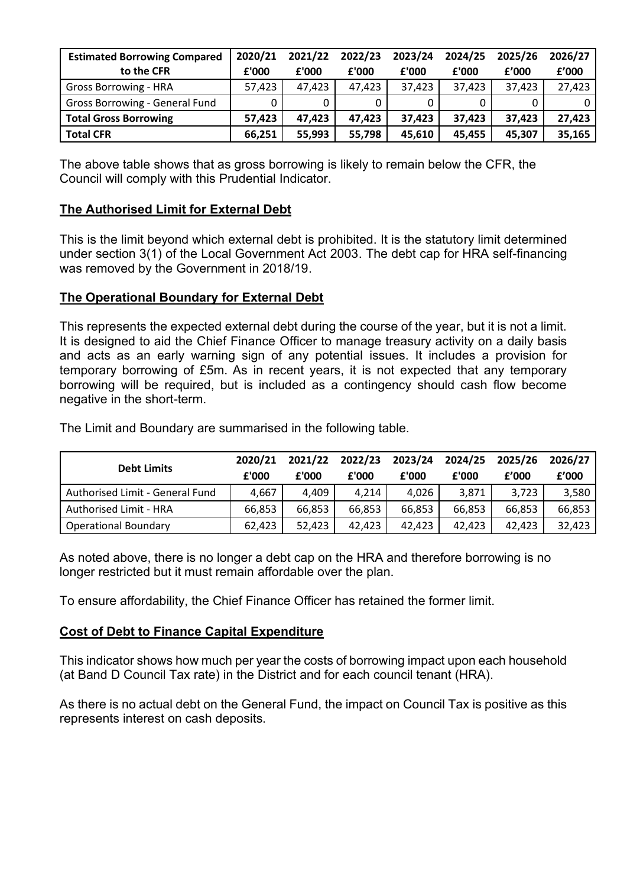| Estimated Borrowing Compared to the CFR | 2020/21 £'000 | 2021/22 £'000 | 2022/23 £'000 | 2023/24 £'000 | 2024/25 £'000 | 2025/26 £'000 | 2026/27 £'000 |
|---|---|---|---|---|---|---|---|
| Gross Borrowing - HRA | 57,423 | 47,423 | 47,423 | 37,423 | 37,423 | 37,423 | 27,423 |
| Gross Borrowing - General Fund | 0 | 0 | 0 | 0 | 0 | 0 | 0 |
| **Total Gross Borrowing** | **57,423** | **47,423** | **47,423** | **37,423** | **37,423** | **37,423** | **27,423** |
| **Total CFR** | **66,251** | **55,993** | **55,798** | **45,610** | **45,455** | **45,307** | **35,165** |

The above table shows that as gross borrowing is likely to remain below the CFR, the Council will comply with this Prudential Indicator.

## The Authorised Limit for External Debt

This is the limit beyond which external debt is prohibited. It is the statutory limit determined under section 3(1) of the Local Government Act 2003. The debt cap for HRA self-financing was removed by the Government in 2018/19.

## The Operational Boundary for External Debt

This represents the expected external debt during the course of the year, but it is not a limit. It is designed to aid the Chief Finance Officer to manage treasury activity on a daily basis and acts as an early warning sign of any potential issues. It includes a provision for temporary borrowing of £5m. As in recent years, it is not expected that any temporary borrowing will be required, but is included as a contingency should cash flow become negative in the short-term.

The Limit and Boundary are summarised in the following table.

| Debt Limits | 2020/21 £'000 | 2021/22 £'000 | 2022/23 £'000 | 2023/24 £'000 | 2024/25 £'000 | 2025/26 £'000 | 2026/27 £'000 |
|---|---|---|---|---|---|---|---|
| Authorised Limit - General Fund | 4,667 | 4,409 | 4,214 | 4,026 | 3,871 | 3,723 | 3,580 |
| Authorised Limit - HRA | 66,853 | 66,853 | 66,853 | 66,853 | 66,853 | 66,853 | 66,853 |
| Operational Boundary | 62,423 | 52,423 | 42,423 | 42,423 | 42,423 | 42,423 | 32,423 |

As noted above, there is no longer a debt cap on the HRA and therefore borrowing is no longer restricted but it must remain affordable over the plan.

To ensure affordability, the Chief Finance Officer has retained the former limit.

## Cost of Debt to Finance Capital Expenditure

This indicator shows how much per year the costs of borrowing impact upon each household (at Band D Council Tax rate) in the District and for each council tenant (HRA).

As there is no actual debt on the General Fund, the impact on Council Tax is positive as this represents interest on cash deposits.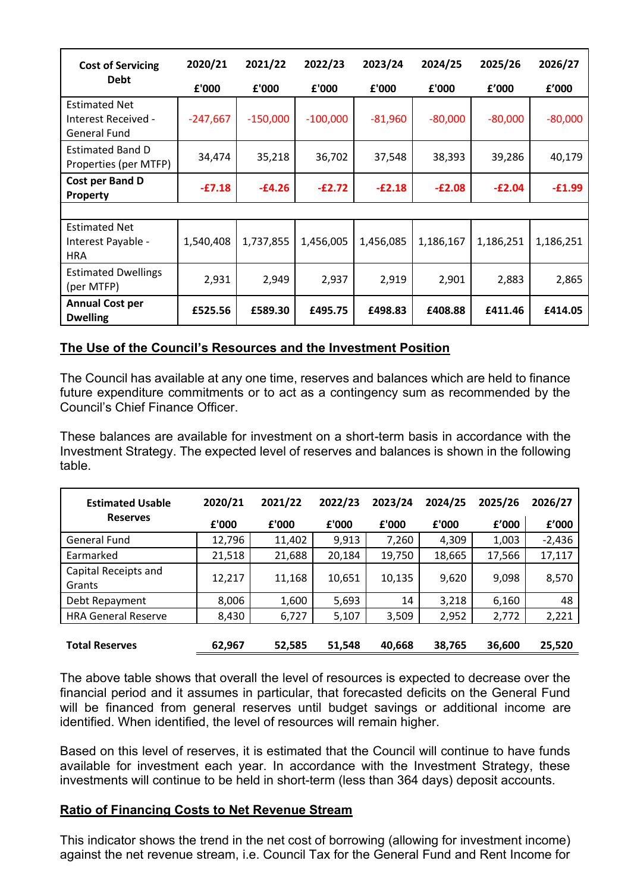| Cost of Servicing Debt | 2020/21 | 2021/22 | 2022/23 | 2023/24 | 2024/25 | 2025/26 | 2026/27 |
|---|---|---|---|---|---|---|---|
| | £'000 | £'000 | £'000 | £'000 | £'000 | £'000 | £'000 |
| Estimated Net Interest Received - General Fund | -247,667 | -150,000 | -100,000 | -81,960 | -80,000 | -80,000 | -80,000 |
| Estimated Band D Properties (per MTFP) | 34,474 | 35,218 | 36,702 | 37,548 | 38,393 | 39,286 | 40,179 |
| **Cost per Band D Property** | **-£7.18** | **-£4.26** | **-£2.72** | **-£2.18** | **-£2.08** | **-£2.04** | **-£1.99** |
| | | | | | | | |
| Estimated Net Interest Payable - HRA | 1,540,408 | 1,737,855 | 1,456,005 | 1,456,085 | 1,186,167 | 1,186,251 | 1,186,251 |
| Estimated Dwellings (per MTFP) | 2,931 | 2,949 | 2,937 | 2,919 | 2,901 | 2,883 | 2,865 |
| **Annual Cost per Dwelling** | **£525.56** | **£589.30** | **£495.75** | **£498.83** | **£408.88** | **£411.46** | **£414.05** |

## The Use of the Council's Resources and the Investment Position

The Council has available at any one time, reserves and balances which are held to finance future expenditure commitments or to act as a contingency sum as recommended by the Council's Chief Finance Officer.

These balances are available for investment on a short-term basis in accordance with the Investment Strategy. The expected level of reserves and balances is shown in the following table.

| Estimated Usable Reserves | 2020/21 | 2021/22 | 2022/23 | 2023/24 | 2024/25 | 2025/26 | 2026/27 |
|---|---|---|---|---|---|---|---|
| | £'000 | £'000 | £'000 | £'000 | £'000 | £'000 | £'000 |
| General Fund | 12,796 | 11,402 | 9,913 | 7,260 | 4,309 | 1,003 | -2,436 |
| Earmarked | 21,518 | 21,688 | 20,184 | 19,750 | 18,665 | 17,566 | 17,117 |
| Capital Receipts and Grants | 12,217 | 11,168 | 10,651 | 10,135 | 9,620 | 9,098 | 8,570 |
| Debt Repayment | 8,006 | 1,600 | 5,693 | 14 | 3,218 | 6,160 | 48 |
| HRA General Reserve | 8,430 | 6,727 | 5,107 | 3,509 | 2,952 | 2,772 | 2,221 |
| **Total Reserves** | **62,967** | **52,585** | **51,548** | **40,668** | **38,765** | **36,600** | **25,520** |

The above table shows that overall the level of resources is expected to decrease over the financial period and it assumes in particular, that forecasted deficits on the General Fund will be financed from general reserves until budget savings or additional income are identified. When identified, the level of resources will remain higher.

Based on this level of reserves, it is estimated that the Council will continue to have funds available for investment each year. In accordance with the Investment Strategy, these investments will continue to be held in short-term (less than 364 days) deposit accounts.

## Ratio of Financing Costs to Net Revenue Stream

This indicator shows the trend in the net cost of borrowing (allowing for investment income) against the net revenue stream, i.e. Council Tax for the General Fund and Rent Income for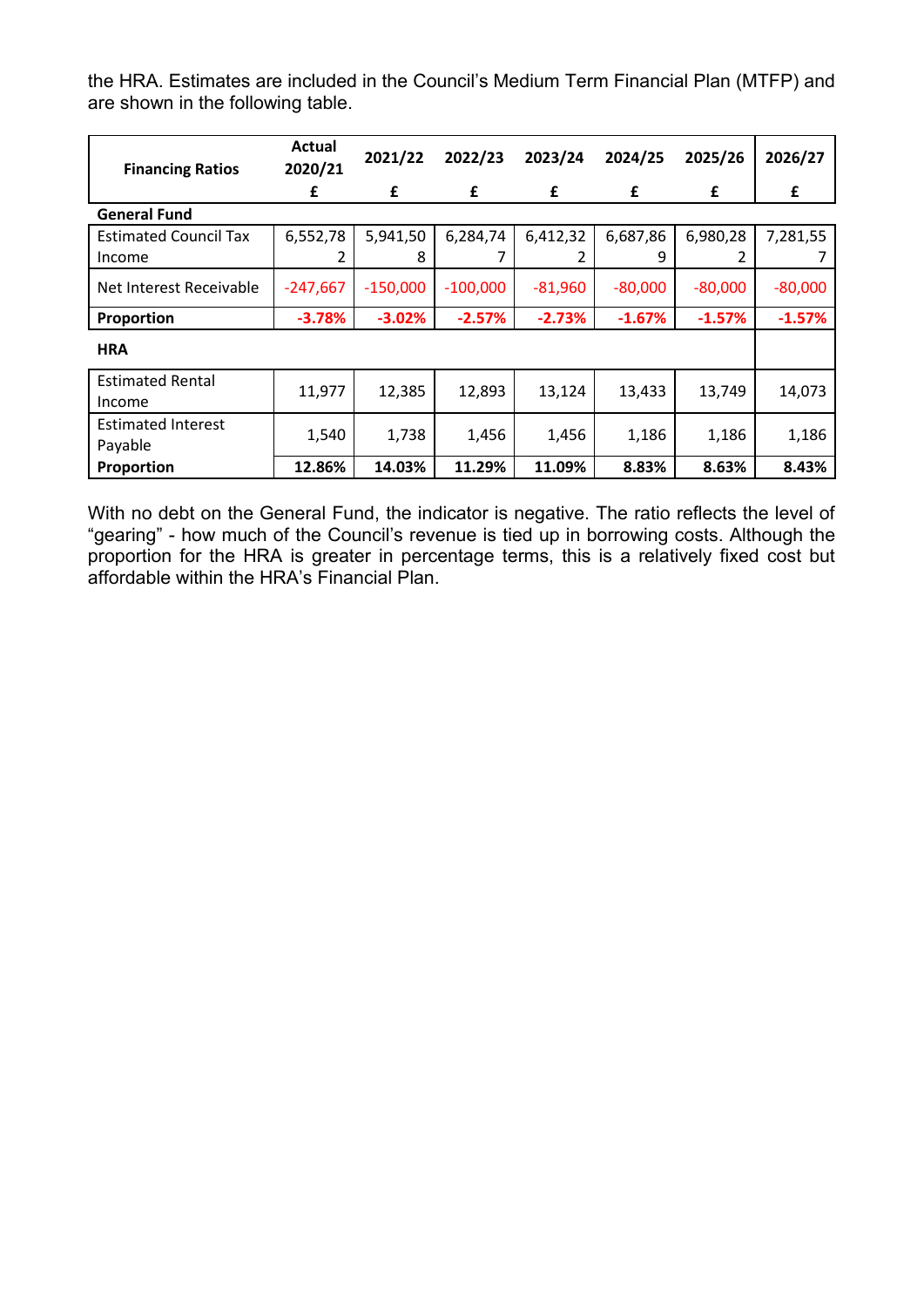the HRA. Estimates are included in the Council's Medium Term Financial Plan (MTFP) and are shown in the following table.

| Financing Ratios | Actual 2020/21 | 2021/22 | 2022/23 | 2023/24 | 2024/25 | 2025/26 | 2026/27 |
|---|---|---|---|---|---|---|---|
| | £ | £ | £ | £ | £ | £ | £ |
| **General Fund** | | | | | | | |
| Estimated Council Tax Income | 6,552,782 | 5,941,508 | 6,284,747 | 6,412,322 | 6,687,869 | 6,980,282 | 7,281,557 |
| Net Interest Receivable | -247,667 | -150,000 | -100,000 | -81,960 | -80,000 | -80,000 | -80,000 |
| **Proportion** | **-3.78%** | **-3.02%** | **-2.57%** | **-2.73%** | **-1.67%** | **-1.57%** | **-1.57%** |
| **HRA** | | | | | | | |
| Estimated Rental Income | 11,977 | 12,385 | 12,893 | 13,124 | 13,433 | 13,749 | 14,073 |
| Estimated Interest Payable | 1,540 | 1,738 | 1,456 | 1,456 | 1,186 | 1,186 | 1,186 |
| **Proportion** | **12.86%** | **14.03%** | **11.29%** | **11.09%** | **8.83%** | **8.63%** | **8.43%** |

With no debt on the General Fund, the indicator is negative. The ratio reflects the level of "gearing" - how much of the Council's revenue is tied up in borrowing costs. Although the proportion for the HRA is greater in percentage terms, this is a relatively fixed cost but affordable within the HRA's Financial Plan.